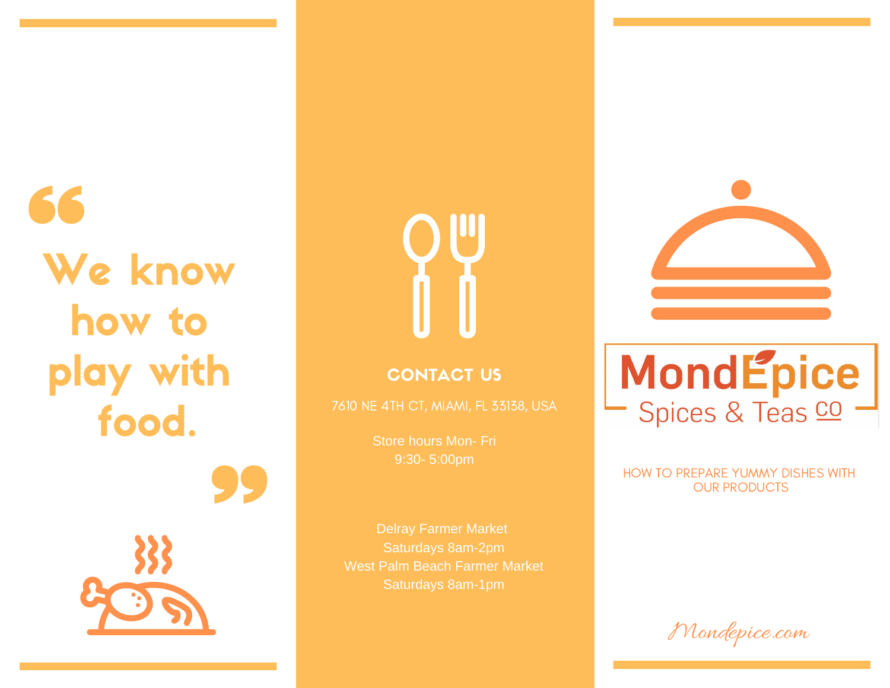> "We know how to play with food."

## CONTACT US

7610 NE 4TH CT, MIAMI, FL 33138, USA

Store hours Mon- Fri
9:30- 5:00pm

Delray Farmer Market
Saturdays 8am-2pm
West Palm Beach Farmer Market
Saturdays 8am-1pm

# MondÉpice

## Spices & Teas co

HOW TO PREPARE YUMMY DISHES WITH OUR PRODUCTS

*Mondepice.com*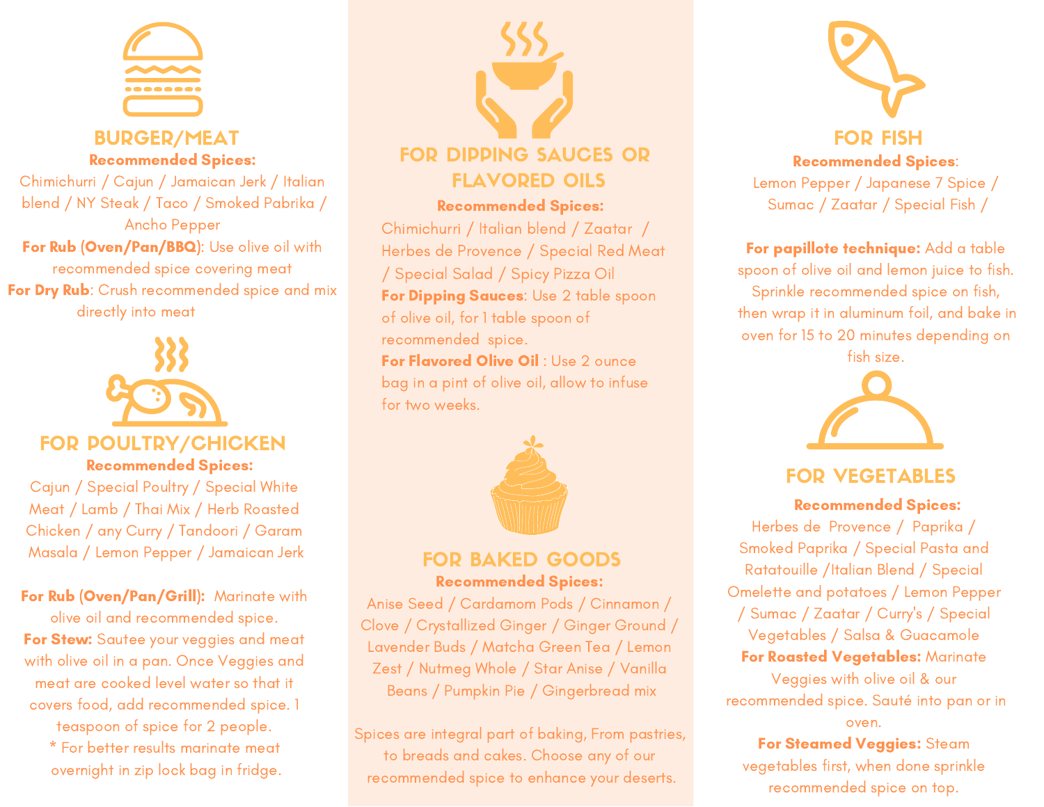## BURGER/MEAT

**Recommended Spices:**

Chimichurri / Cajun / Jamaican Jerk / Italian blend / NY Steak / Taco / Smoked Pabrika / Ancho Pepper

**For Rub (Oven/Pan/BBQ)**: Use olive oil with recommended spice covering meat

**For Dry Rub**: Crush recommended spice and mix directly into meat

## FOR POULTRY/CHICKEN

**Recommended Spices:**

Cajun / Special Poultry / Special White Meat / Lamb / Thai Mix / Herb Roasted Chicken / any Curry / Tandoori / Garam Masala / Lemon Pepper / Jamaican Jerk

**For Rub (Oven/Pan/Grill):** Marinate with olive oil and recommended spice.

**For Stew:** Sautee your veggies and meat with olive oil in a pan. Once Veggies and meat are cooked level water so that it covers food, add recommended spice. 1 teaspoon of spice for 2 people.

* For better results marinate meat overnight in zip lock bag in fridge.

## FOR DIPPING SAUCES OR FLAVORED OILS

**Recommended Spices:**

Chimichurri / Italian blend / Zaatar / Herbes de Provence / Special Red Meat / Special Salad / Spicy Pizza Oil

**For Dipping Sauces**: Use 2 table spoon of olive oil, for 1 table spoon of recommended spice.

**For Flavored Olive Oil** : Use 2 ounce bag in a pint of olive oil, allow to infuse for two weeks.

## FOR BAKED GOODS

**Recommended Spices:**

Anise Seed / Cardamom Pods / Cinnamon / Clove / Crystallized Ginger / Ginger Ground / Lavender Buds / Matcha Green Tea / Lemon Zest / Nutmeg Whole / Star Anise / Vanilla Beans / Pumpkin Pie / Gingerbread mix

Spices are integral part of baking, From pastries, to breads and cakes. Choose any of our recommended spice to enhance your deserts.

## FOR FISH

**Recommended Spices:**

Lemon Pepper / Japanese 7 Spice / Sumac / Zaatar / Special Fish /

**For papillote technique:** Add a table spoon of olive oil and lemon juice to fish. Sprinkle recommended spice on fish, then wrap it in aluminum foil, and bake in oven for 15 to 20 minutes depending on fish size.

## FOR VEGETABLES

**Recommended Spices:**

Herbes de Provence / Paprika / Smoked Paprika / Special Pasta and Ratatouille /Italian Blend / Special Omelette and potatoes / Lemon Pepper / Sumac / Zaatar / Curry's / Special Vegetables / Salsa & Guacamole

**For Roasted Vegetables:** Marinate Veggies with olive oil & our recommended spice. Sauté into pan or in oven.

**For Steamed Veggies:** Steam vegetables first, when done sprinkle recommended spice on top.